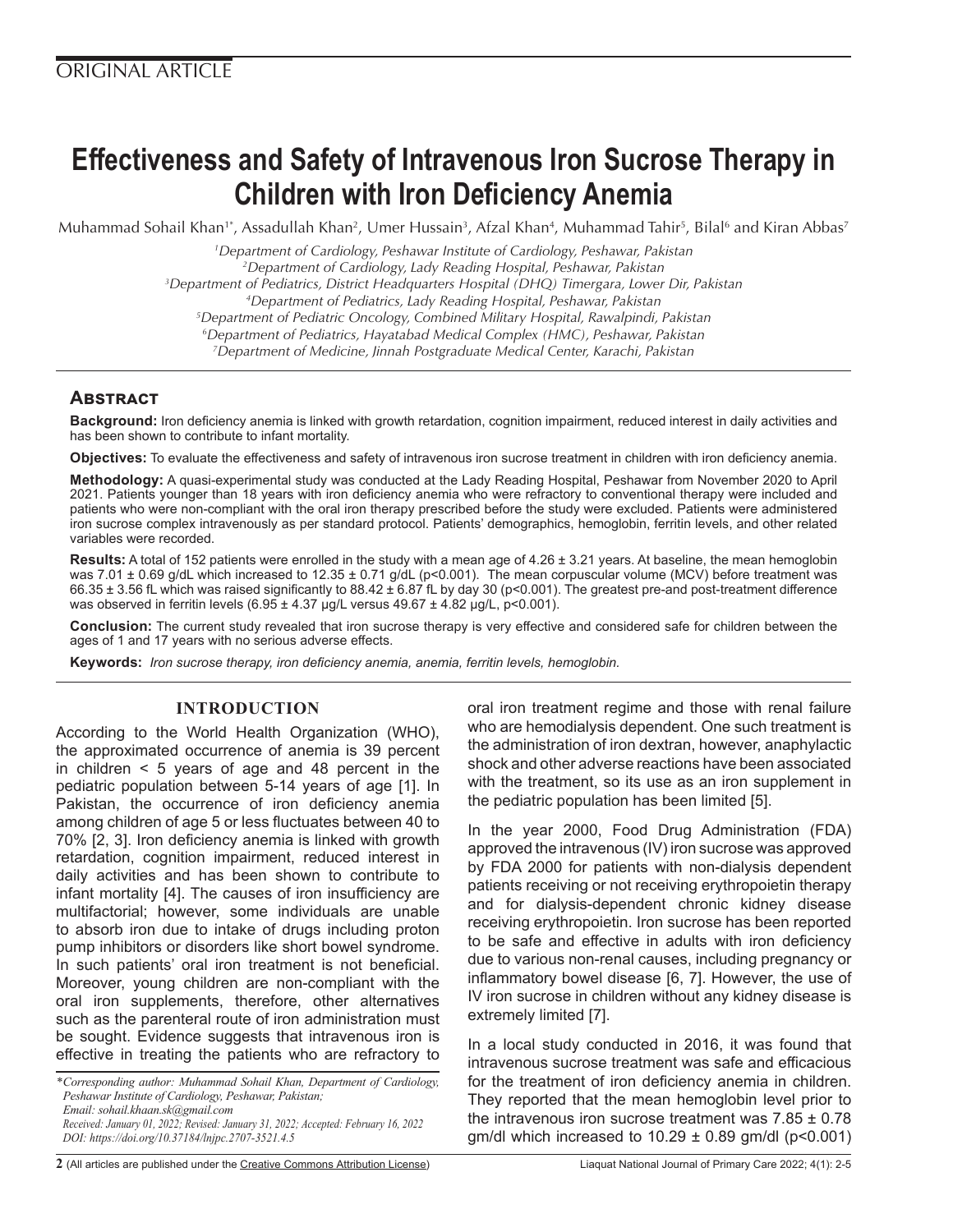ORIGINAL ARTICLE

# Effectiveness and Safety of Intravenous Iron Sucrose Therapy in Children with Iron Deficiency Anemia

Muhammad Sohail Khan[1*], Assadullah Khan[2], Umer Hussain[3], Afzal Khan[4], Muhammad Tahir[5], Bilal[6] and Kiran Abbas[7]

[1]Department of Cardiology, Peshawar Institute of Cardiology, Peshawar, Pakistan
[2]Department of Cardiology, Lady Reading Hospital, Peshawar, Pakistan
[3]Department of Pediatrics, District Headquarters Hospital (DHQ) Timergara, Lower Dir, Pakistan
[4]Department of Pediatrics, Lady Reading Hospital, Peshawar, Pakistan
[5]Department of Pediatric Oncology, Combined Military Hospital, Rawalpindi, Pakistan
[6]Department of Pediatrics, Hayatabad Medical Complex (HMC), Peshawar, Pakistan
[7]Department of Medicine, Jinnah Postgraduate Medical Center, Karachi, Pakistan

## Abstract

**Background:** Iron deficiency anemia is linked with growth retardation, cognition impairment, reduced interest in daily activities and has been shown to contribute to infant mortality.

**Objectives:** To evaluate the effectiveness and safety of intravenous iron sucrose treatment in children with iron deficiency anemia.

**Methodology:** A quasi-experimental study was conducted at the Lady Reading Hospital, Peshawar from November 2020 to April 2021. Patients younger than 18 years with iron deficiency anemia who were refractory to conventional therapy were included and patients who were non-compliant with the oral iron therapy prescribed before the study were excluded. Patients were administered iron sucrose complex intravenously as per standard protocol. Patients' demographics, hemoglobin, ferritin levels, and other related variables were recorded.

**Results:** A total of 152 patients were enrolled in the study with a mean age of 4.26 ± 3.21 years. At baseline, the mean hemoglobin was 7.01 ± 0.69 g/dL which increased to 12.35 ± 0.71 g/dL ($p<0.001$). The mean corpuscular volume (MCV) before treatment was 66.35 ± 3.56 fL which was raised significantly to 88.42 ± 6.87 fL by day 30 ($p<0.001$). The greatest pre-and post-treatment difference was observed in ferritin levels (6.95 ± 4.37 µg/L versus 49.67 ± 4.82 µg/L, $p<0.001$).

**Conclusion:** The current study revealed that iron sucrose therapy is very effective and considered safe for children between the ages of 1 and 17 years with no serious adverse effects.

**Keywords:** *Iron sucrose therapy, iron deficiency anemia, anemia, ferritin levels, hemoglobin.*

## INTRODUCTION

According to the World Health Organization (WHO), the approximated occurrence of anemia is 39 percent in children < 5 years of age and 48 percent in the pediatric population between 5-14 years of age [1]. In Pakistan, the occurrence of iron deficiency anemia among children of age 5 or less fluctuates between 40 to 70% [2, 3]. Iron deficiency anemia is linked with growth retardation, cognition impairment, reduced interest in daily activities and has been shown to contribute to infant mortality [4]. The causes of iron insufficiency are multifactorial; however, some individuals are unable to absorb iron due to intake of drugs including proton pump inhibitors or disorders like short bowel syndrome. In such patients' oral iron treatment is not beneficial. Moreover, young children are non-compliant with the oral iron supplements, therefore, other alternatives such as the parenteral route of iron administration must be sought. Evidence suggests that intravenous iron is effective in treating the patients who are refractory to oral iron treatment regime and those with renal failure who are hemodialysis dependent. One such treatment is the administration of iron dextran, however, anaphylactic shock and other adverse reactions have been associated with the treatment, so its use as an iron supplement in the pediatric population has been limited [5].

In the year 2000, Food Drug Administration (FDA) approved the intravenous (IV) iron sucrose was approved by FDA 2000 for patients with non-dialysis dependent patients receiving or not receiving erythropoietin therapy and for dialysis-dependent chronic kidney disease receiving erythropoietin. Iron sucrose has been reported to be safe and effective in adults with iron deficiency due to various non-renal causes, including pregnancy or inflammatory bowel disease [6, 7]. However, the use of IV iron sucrose in children without any kidney disease is extremely limited [7].

In a local study conducted in 2016, it was found that intravenous sucrose treatment was safe and efficacious for the treatment of iron deficiency anemia in children. They reported that the mean hemoglobin level prior to the intravenous iron sucrose treatment was 7.85 ± 0.78 gm/dl which increased to 10.29 ± 0.89 gm/dl ($p<0.001$)

*Corresponding author: Muhammad Sohail Khan, Department of Cardiology, Peshawar Institute of Cardiology, Peshawar, Pakistan;
Email: sohail.khaan.sk@gmail.com
Received: January 01, 2022; Revised: January 31, 2022; Accepted: February 16, 2022
DOI: https://doi.org/10.37184/lnjpc.2707-3521.4.5*

(All articles are published under the Creative Commons Attribution License)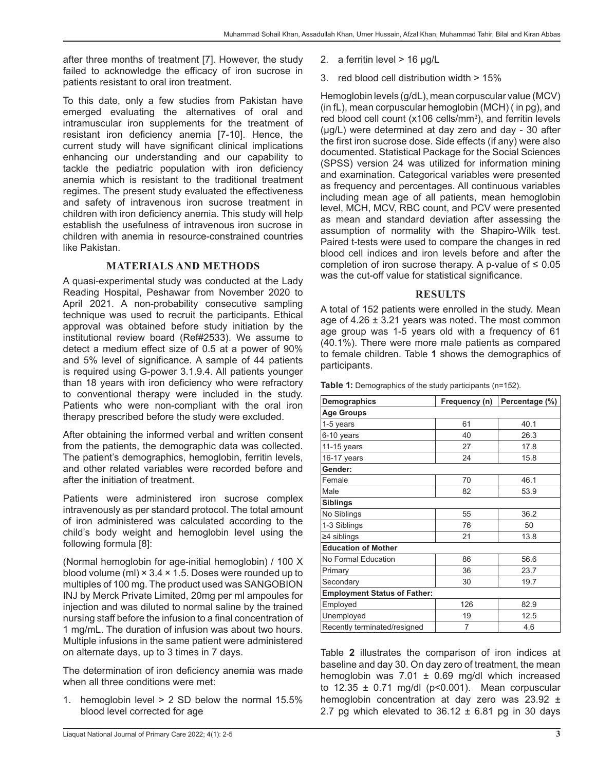after three months of treatment [7]. However, the study failed to acknowledge the efficacy of iron sucrose in patients resistant to oral iron treatment.

To this date, only a few studies from Pakistan have emerged evaluating the alternatives of oral and intramuscular iron supplements for the treatment of resistant iron deficiency anemia [7-10]. Hence, the current study will have significant clinical implications enhancing our understanding and our capability to tackle the pediatric population with iron deficiency anemia which is resistant to the traditional treatment regimes. The present study evaluated the effectiveness and safety of intravenous iron sucrose treatment in children with iron deficiency anemia. This study will help establish the usefulness of intravenous iron sucrose in children with anemia in resource-constrained countries like Pakistan.

## MATERIALS AND METHODS

A quasi-experimental study was conducted at the Lady Reading Hospital, Peshawar from November 2020 to April 2021. A non-probability consecutive sampling technique was used to recruit the participants. Ethical approval was obtained before study initiation by the institutional review board (Ref#2533). We assume to detect a medium effect size of 0.5 at a power of 90% and 5% level of significance. A sample of 44 patients is required using G-power 3.1.9.4. All patients younger than 18 years with iron deficiency who were refractory to conventional therapy were included in the study. Patients who were non-compliant with the oral iron therapy prescribed before the study were excluded.

After obtaining the informed verbal and written consent from the patients, the demographic data was collected. The patient's demographics, hemoglobin, ferritin levels, and other related variables were recorded before and after the initiation of treatment.

Patients were administered iron sucrose complex intravenously as per standard protocol. The total amount of iron administered was calculated according to the child's body weight and hemoglobin level using the following formula [8]:

(Normal hemoglobin for age-initial hemoglobin) / 100 X blood volume (ml) × 3.4 × 1.5. Doses were rounded up to multiples of 100 mg. The product used was SANGOBION INJ by Merck Private Limited, 20mg per ml ampoules for injection and was diluted to normal saline by the trained nursing staff before the infusion to a final concentration of 1 mg/mL. The duration of infusion was about two hours. Multiple infusions in the same patient were administered on alternate days, up to 3 times in 7 days.

The determination of iron deficiency anemia was made when all three conditions were met:

1. hemoglobin level > 2 SD below the normal 15.5% blood level corrected for age
2. a ferritin level > 16 µg/L
3. red blood cell distribution width > 15%

Hemoglobin levels (g/dL), mean corpuscular value (MCV) (in fL), mean corpuscular hemoglobin (MCH) ( in pg), and red blood cell count (x106 cells/mm$^3$), and ferritin levels (µg/L) were determined at day zero and day - 30 after the first iron sucrose dose. Side effects (if any) were also documented. Statistical Package for the Social Sciences (SPSS) version 24 was utilized for information mining and examination. Categorical variables were presented as frequency and percentages. All continuous variables including mean age of all patients, mean hemoglobin level, MCH, MCV, RBC count, and PCV were presented as mean and standard deviation after assessing the assumption of normality with the Shapiro-Wilk test. Paired t-tests were used to compare the changes in red blood cell indices and iron levels before and after the completion of iron sucrose therapy. A p-value of ≤ 0.05 was the cut-off value for statistical significance.

## RESULTS

A total of 152 patients were enrolled in the study. Mean age of 4.26 ± 3.21 years was noted. The most common age group was 1-5 years old with a frequency of 61 (40.1%). There were more male patients as compared to female children. Table **1** shows the demographics of participants.

**Table 1:** Demographics of the study participants (n=152).

| Demographics | Frequency (n) | Percentage (%) |
|---|---|---|
| **Age Groups** | | |
| 1-5 years | 61 | 40.1 |
| 6-10 years | 40 | 26.3 |
| 11-15 years | 27 | 17.8 |
| 16-17 years | 24 | 15.8 |
| **Gender:** | | |
| Female | 70 | 46.1 |
| Male | 82 | 53.9 |
| **Siblings** | | |
| No Siblings | 55 | 36.2 |
| 1-3 Siblings | 76 | 50 |
| ≥4 siblings | 21 | 13.8 |
| **Education of Mother** | | |
| No Formal Education | 86 | 56.6 |
| Primary | 36 | 23.7 |
| Secondary | 30 | 19.7 |
| **Employment Status of Father:** | | |
| Employed | 126 | 82.9 |
| Unemployed | 19 | 12.5 |
| Recently terminated/resigned | 7 | 4.6 |

Table **2** illustrates the comparison of iron indices at baseline and day 30. On day zero of treatment, the mean hemoglobin was 7.01 ± 0.69 mg/dl which increased to 12.35 ± 0.71 mg/dl ($p<0.001$). Mean corpuscular hemoglobin concentration at day zero was 23.92 ± 2.7 pg which elevated to 36.12 ± 6.81 pg in 30 days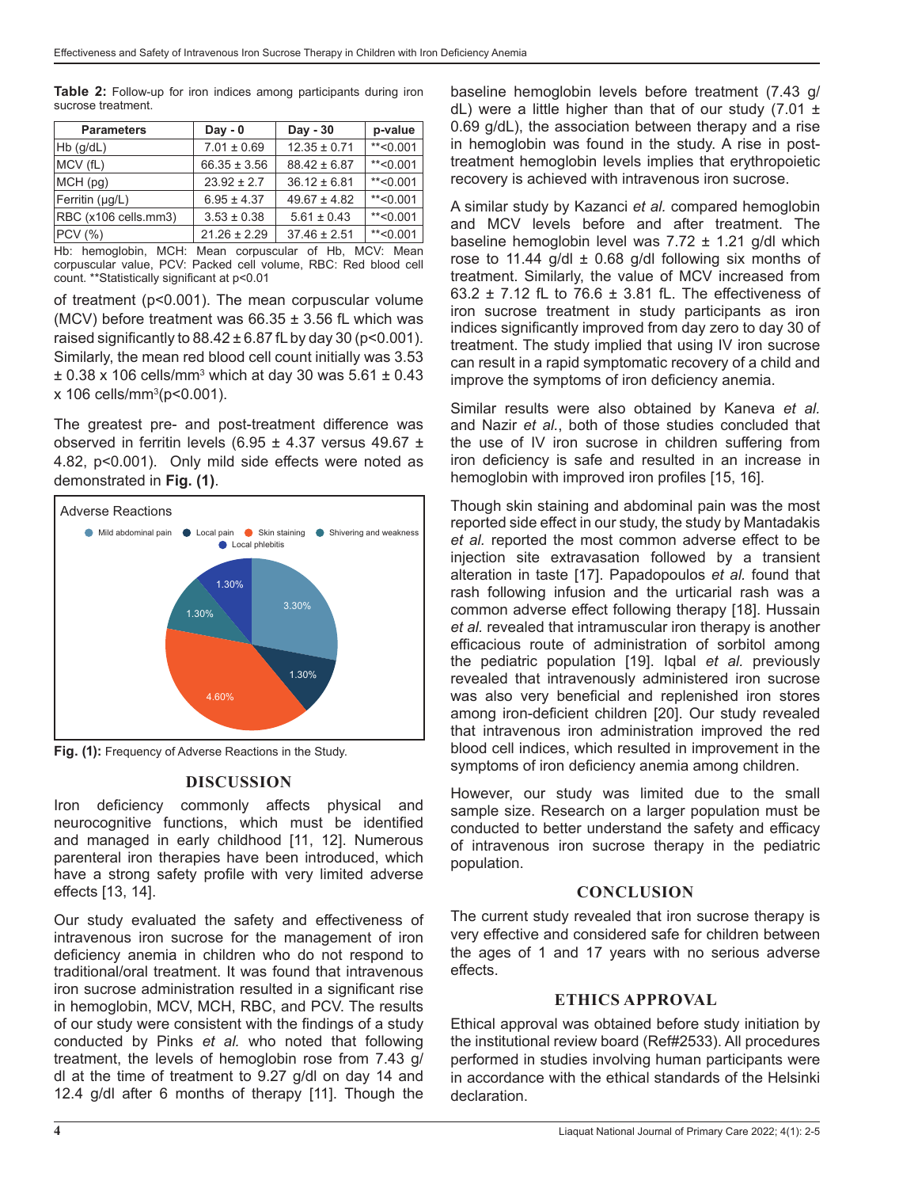**Table 2:** Follow-up for iron indices among participants during iron sucrose treatment.

| Parameters | Day - 0 | Day - 30 | p-value |
|---|---|---|---|
| Hb (g/dL) | 7.01 ± 0.69 | 12.35 ± 0.71 | **<0.001 |
| MCV (fL) | 66.35 ± 3.56 | 88.42 ± 6.87 | **<0.001 |
| MCH (pg) | 23.92 ± 2.7 | 36.12 ± 6.81 | **<0.001 |
| Ferritin (µg/L) | 6.95 ± 4.37 | 49.67 ± 4.82 | **<0.001 |
| RBC (x106 cells.mm3) | 3.53 ± 0.38 | 5.61 ± 0.43 | **<0.001 |
| PCV (%) | 21.26 ± 2.29 | 37.46 ± 2.51 | **<0.001 |

Hb: hemoglobin, MCH: Mean corpuscular of Hb, MCV: Mean corpuscular value, PCV: Packed cell volume, RBC: Red blood cell count. **Statistically significant at p<0.01

of treatment (p<0.001). The mean corpuscular volume (MCV) before treatment was 66.35 ± 3.56 fL which was raised significantly to 88.42 ± 6.87 fL by day 30 (p<0.001). Similarly, the mean red blood cell count initially was 3.53 ± 0.38 x 106 cells/mm$^3$ which at day 30 was 5.61 ± 0.43 x 106 cells/mm$^3$(p<0.001).

The greatest pre- and post-treatment difference was observed in ferritin levels (6.95 ± 4.37 versus 49.67 ± 4.82, p<0.001). Only mild side effects were noted as demonstrated in **Fig. (1)**.

Adverse Reactions

Mild abdominal pain · Local pain · Skin staining · Shivering and weakness · Local phlebitis

3.30% · 1.30% · 4.60% · 1.30% · 1.30%

**Fig. (1):** Frequency of Adverse Reactions in the Study.

## DISCUSSION

Iron deficiency commonly affects physical and neurocognitive functions, which must be identified and managed in early childhood [11, 12]. Numerous parenteral iron therapies have been introduced, which have a strong safety profile with very limited adverse effects [13, 14].

Our study evaluated the safety and effectiveness of intravenous iron sucrose for the management of iron deficiency anemia in children who do not respond to traditional/oral treatment. It was found that intravenous iron sucrose administration resulted in a significant rise in hemoglobin, MCV, MCH, RBC, and PCV. The results of our study were consistent with the findings of a study conducted by Pinks *et al.* who noted that following treatment, the levels of hemoglobin rose from 7.43 g/dl at the time of treatment to 9.27 g/dl on day 14 and 12.4 g/dl after 6 months of therapy [11]. Though the baseline hemoglobin levels before treatment (7.43 g/dL) were a little higher than that of our study (7.01 ± 0.69 g/dL), the association between therapy and a rise in hemoglobin was found in the study. A rise in post-treatment hemoglobin levels implies that erythropoietic recovery is achieved with intravenous iron sucrose.

A similar study by Kazanci *et al.* compared hemoglobin and MCV levels before and after treatment. The baseline hemoglobin level was 7.72 ± 1.21 g/dl which rose to 11.44 g/dl ± 0.68 g/dl following six months of treatment. Similarly, the value of MCV increased from 63.2 ± 7.12 fL to 76.6 ± 3.81 fL. The effectiveness of iron sucrose treatment in study participants as iron indices significantly improved from day zero to day 30 of treatment. The study implied that using IV iron sucrose can result in a rapid symptomatic recovery of a child and improve the symptoms of iron deficiency anemia.

Similar results were also obtained by Kaneva *et al.* and Nazir *et al.*, both of those studies concluded that the use of IV iron sucrose in children suffering from iron deficiency is safe and resulted in an increase in hemoglobin with improved iron profiles [15, 16].

Though skin staining and abdominal pain was the most reported side effect in our study, the study by Mantadakis *et al.* reported the most common adverse effect to be injection site extravasation followed by a transient alteration in taste [17]. Papadopoulos *et al.* found that rash following infusion and the urticarial rash was a common adverse effect following therapy [18]. Hussain *et al.* revealed that intramuscular iron therapy is another efficacious route of administration of sorbitol among the pediatric population [19]. Iqbal *et al.* previously revealed that intravenously administered iron sucrose was also very beneficial and replenished iron stores among iron-deficient children [20]. Our study revealed that intravenous iron administration improved the red blood cell indices, which resulted in improvement in the symptoms of iron deficiency anemia among children.

However, our study was limited due to the small sample size. Research on a larger population must be conducted to better understand the safety and efficacy of intravenous iron sucrose therapy in the pediatric population.

## CONCLUSION

The current study revealed that iron sucrose therapy is very effective and considered safe for children between the ages of 1 and 17 years with no serious adverse effects.

## ETHICS APPROVAL

Ethical approval was obtained before study initiation by the institutional review board (Ref#2533). All procedures performed in studies involving human participants were in accordance with the ethical standards of the Helsinki declaration.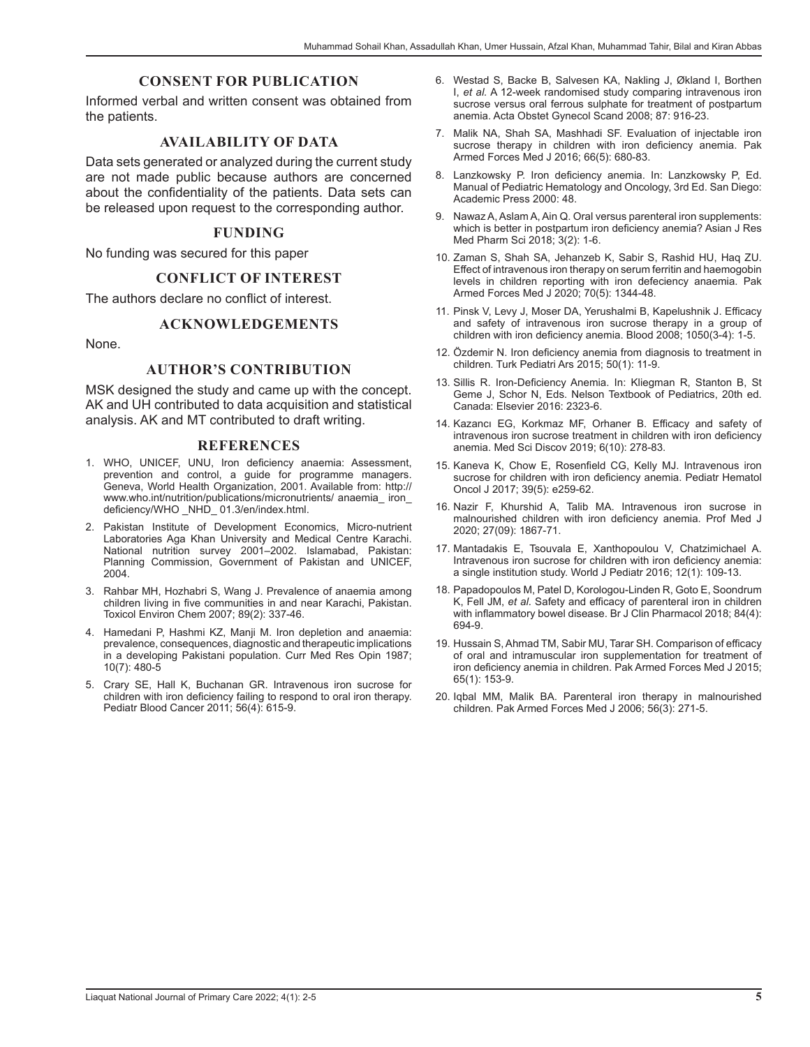## CONSENT FOR PUBLICATION

Informed verbal and written consent was obtained from the patients.

## AVAILABILITY OF DATA

Data sets generated or analyzed during the current study are not made public because authors are concerned about the confidentiality of the patients. Data sets can be released upon request to the corresponding author.

## FUNDING

No funding was secured for this paper

## CONFLICT OF INTEREST

The authors declare no conflict of interest.

## ACKNOWLEDGEMENTS

None.

## AUTHOR'S CONTRIBUTION

MSK designed the study and came up with the concept. AK and UH contributed to data acquisition and statistical analysis. AK and MT contributed to draft writing.

## REFERENCES

1. WHO, UNICEF, UNU, Iron deficiency anaemia: Assessment, prevention and control, a guide for programme managers. Geneva, World Health Organization, 2001. Available from: http://www.who.int/nutrition/publications/micronutrients/ anaemia_ iron_ deficiency/WHO _NHD_ 01.3/en/index.html.
2. Pakistan Institute of Development Economics, Micro-nutrient Laboratories Aga Khan University and Medical Centre Karachi. National nutrition survey 2001–2002. Islamabad, Pakistan: Planning Commission, Government of Pakistan and UNICEF, 2004.
3. Rahbar MH, Hozhabri S, Wang J. Prevalence of anaemia among children living in five communities in and near Karachi, Pakistan. Toxicol Environ Chem 2007; 89(2): 337-46.
4. Hamedani P, Hashmi KZ, Manji M. Iron depletion and anaemia: prevalence, consequences, diagnostic and therapeutic implications in a developing Pakistani population. Curr Med Res Opin 1987; 10(7): 480-5
5. Crary SE, Hall K, Buchanan GR. Intravenous iron sucrose for children with iron deficiency failing to respond to oral iron therapy. Pediatr Blood Cancer 2011; 56(4): 615-9.
6. Westad S, Backe B, Salvesen KA, Nakling J, Økland I, Borthen I, *et al.* A 12-week randomised study comparing intravenous iron sucrose versus oral ferrous sulphate for treatment of postpartum anemia. Acta Obstet Gynecol Scand 2008; 87: 916-23.
7. Malik NA, Shah SA, Mashhadi SF. Evaluation of injectable iron sucrose therapy in children with iron deficiency anemia. Pak Armed Forces Med J 2016; 66(5): 680-83.
8. Lanzkowsky P. Iron deficiency anemia. In: Lanzkowsky P, Ed. Manual of Pediatric Hematology and Oncology, 3rd Ed. San Diego: Academic Press 2000: 48.
9. Nawaz A, Aslam A, Ain Q. Oral versus parenteral iron supplements: which is better in postpartum iron deficiency anemia? Asian J Res Med Pharm Sci 2018; 3(2): 1-6.
10. Zaman S, Shah SA, Jehanzeb K, Sabir S, Rashid HU, Haq ZU. Effect of intravenous iron therapy on serum ferritin and haemogobin levels in children reporting with iron defeciency anaemia. Pak Armed Forces Med J 2020; 70(5): 1344-48.
11. Pinsk V, Levy J, Moser DA, Yerushalmi B, Kapelushnik J. Efficacy and safety of intravenous iron sucrose therapy in a group of children with iron deficiency anemia. Blood 2008; 1050(3-4): 1-5.
12. Özdemir N. Iron deficiency anemia from diagnosis to treatment in children. Turk Pediatri Ars 2015; 50(1): 11-9.
13. Sillis R. Iron-Deficiency Anemia. In: Kliegman R, Stanton B, St Geme J, Schor N, Eds. Nelson Textbook of Pediatrics, 20th ed. Canada: Elsevier 2016: 2323-6.
14. Kazancı EG, Korkmaz MF, Orhaner B. Efficacy and safety of intravenous iron sucrose treatment in children with iron deficiency anemia. Med Sci Discov 2019; 6(10): 278-83.
15. Kaneva K, Chow E, Rosenfield CG, Kelly MJ. Intravenous iron sucrose for children with iron deficiency anemia. Pediatr Hematol Oncol J 2017; 39(5): e259-62.
16. Nazir F, Khurshid A, Talib MA. Intravenous iron sucrose in malnourished children with iron deficiency anemia. Prof Med J 2020; 27(09): 1867-71.
17. Mantadakis E, Tsouvala E, Xanthopoulou V, Chatzimichael A. Intravenous iron sucrose for children with iron deficiency anemia: a single institution study. World J Pediatr 2016; 12(1): 109-13.
18. Papadopoulos M, Patel D, Korologou-Linden R, Goto E, Soondrum K, Fell JM, *et al.* Safety and efficacy of parenteral iron in children with inflammatory bowel disease. Br J Clin Pharmacol 2018; 84(4): 694-9.
19. Hussain S, Ahmad TM, Sabir MU, Tarar SH. Comparison of efficacy of oral and intramuscular iron supplementation for treatment of iron deficiency anemia in children. Pak Armed Forces Med J 2015; 65(1): 153-9.
20. Iqbal MM, Malik BA. Parenteral iron therapy in malnourished children. Pak Armed Forces Med J 2006; 56(3): 271-5.